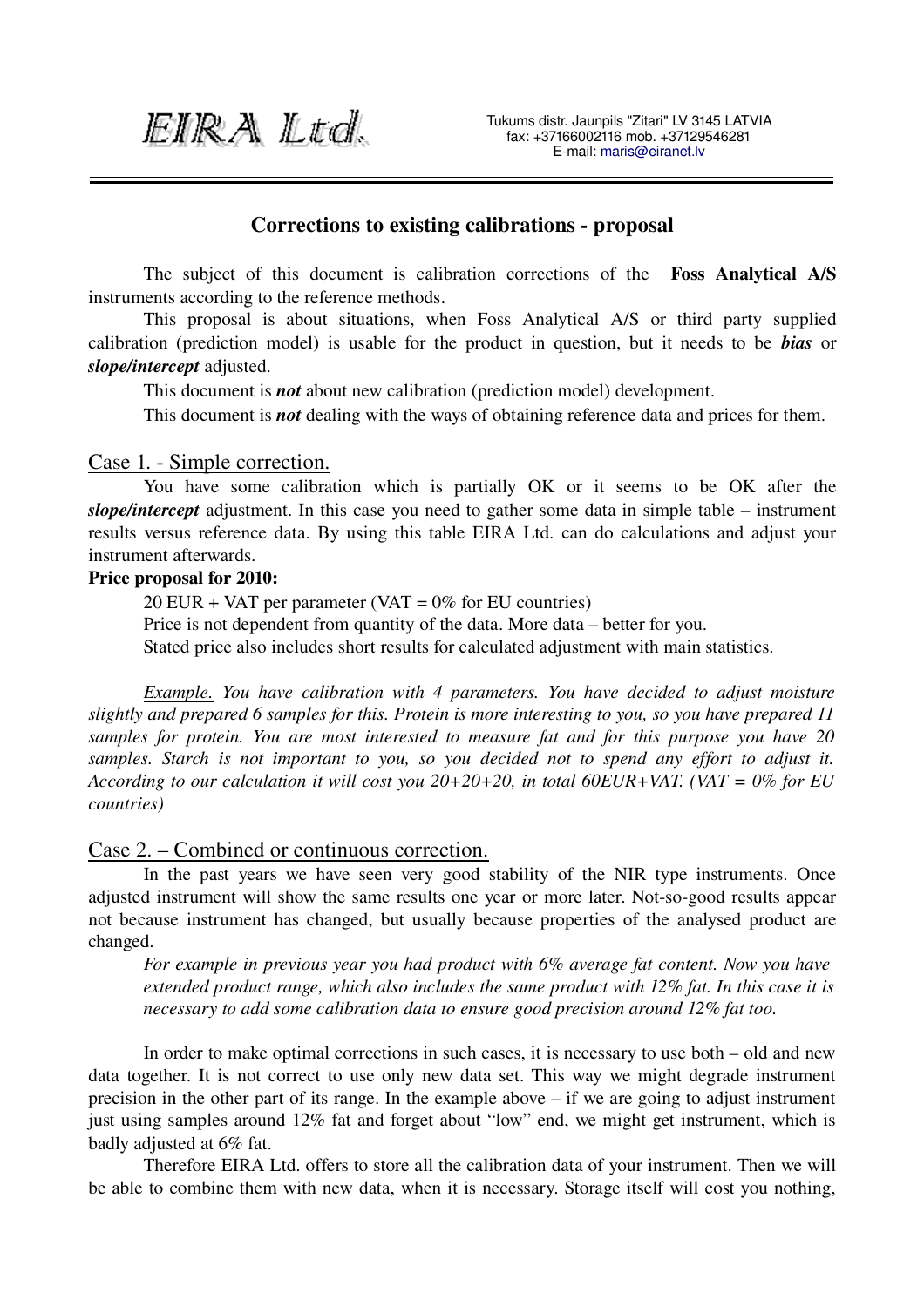EIRA Ltd.

Tukums distr. Jaunpils "Zitari" LV 3145 LATVIA
fax: +37166002116 mob. +37129546281
E-mail: maris@eiranet.lv

---

# Corrections to existing calibrations - proposal

The subject of this document is calibration corrections of the **Foss Analytical A/S** instruments according to the reference methods.

This proposal is about situations, when Foss Analytical A/S or third party supplied calibration (prediction model) is usable for the product in question, but it needs to be ***bias*** or ***slope/intercept*** adjusted.

This document is ***not*** about new calibration (prediction model) development.

This document is ***not*** dealing with the ways of obtaining reference data and prices for them.

## Case 1. - Simple correction.

You have some calibration which is partially OK or it seems to be OK after the ***slope/intercept*** adjustment. In this case you need to gather some data in simple table – instrument results versus reference data. By using this table EIRA Ltd. can do calculations and adjust your instrument afterwards.

**Price proposal for 2010:**

20 EUR + VAT per parameter (VAT = 0% for EU countries)

Price is not dependent from quantity of the data. More data – better for you.

Stated price also includes short results for calculated adjustment with main statistics.

*Example. You have calibration with 4 parameters. You have decided to adjust moisture slightly and prepared 6 samples for this. Protein is more interesting to you, so you have prepared 11 samples for protein. You are most interested to measure fat and for this purpose you have 20 samples. Starch is not important to you, so you decided not to spend any effort to adjust it. According to our calculation it will cost you 20+20+20, in total 60EUR+VAT. (VAT = 0% for EU countries)*

## Case 2. – Combined or continuous correction.

In the past years we have seen very good stability of the NIR type instruments. Once adjusted instrument will show the same results one year or more later. Not-so-good results appear not because instrument has changed, but usually because properties of the analysed product are changed.

*For example in previous year you had product with 6% average fat content. Now you have extended product range, which also includes the same product with 12% fat. In this case it is necessary to add some calibration data to ensure good precision around 12% fat too.*

In order to make optimal corrections in such cases, it is necessary to use both – old and new data together. It is not correct to use only new data set. This way we might degrade instrument precision in the other part of its range. In the example above – if we are going to adjust instrument just using samples around 12% fat and forget about "low" end, we might get instrument, which is badly adjusted at 6% fat.

Therefore EIRA Ltd. offers to store all the calibration data of your instrument. Then we will be able to combine them with new data, when it is necessary. Storage itself will cost you nothing,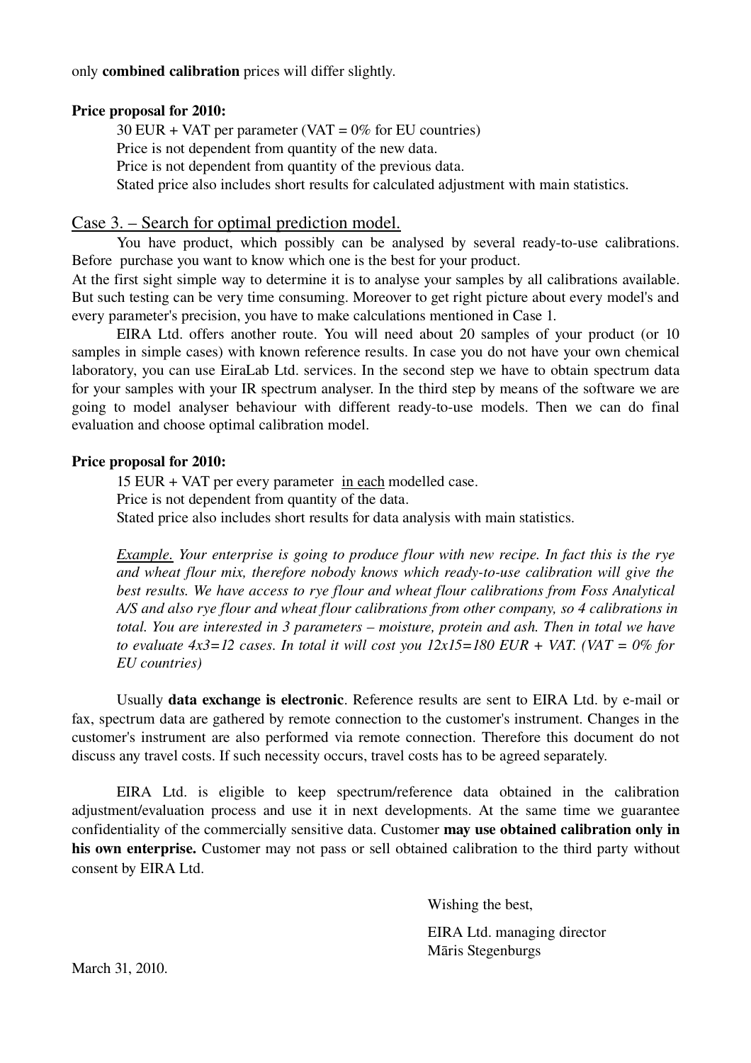only **combined calibration** prices will differ slightly.

**Price proposal for 2010:**

30 EUR + VAT per parameter (VAT = 0% for EU countries)
Price is not dependent from quantity of the new data.
Price is not dependent from quantity of the previous data.
Stated price also includes short results for calculated adjustment with main statistics.

## Case 3. – Search for optimal prediction model.

You have product, which possibly can be analysed by several ready-to-use calibrations. Before purchase you want to know which one is the best for your product.
At the first sight simple way to determine it is to analyse your samples by all calibrations available. But such testing can be very time consuming. Moreover to get right picture about every model's and every parameter's precision, you have to make calculations mentioned in Case 1.

EIRA Ltd. offers another route. You will need about 20 samples of your product (or 10 samples in simple cases) with known reference results. In case you do not have your own chemical laboratory, you can use EiraLab Ltd. services. In the second step we have to obtain spectrum data for your samples with your IR spectrum analyser. In the third step by means of the software we are going to model analyser behaviour with different ready-to-use models. Then we can do final evaluation and choose optimal calibration model.

**Price proposal for 2010:**

15 EUR + VAT per every parameter in each modelled case.
Price is not dependent from quantity of the data.
Stated price also includes short results for data analysis with main statistics.

*Example. Your enterprise is going to produce flour with new recipe. In fact this is the rye and wheat flour mix, therefore nobody knows which ready-to-use calibration will give the best results. We have access to rye flour and wheat flour calibrations from Foss Analytical A/S and also rye flour and wheat flour calibrations from other company, so 4 calibrations in total. You are interested in 3 parameters – moisture, protein and ash. Then in total we have to evaluate 4x3=12 cases. In total it will cost you 12x15=180 EUR + VAT. (VAT = 0% for EU countries)*

Usually **data exchange is electronic**. Reference results are sent to EIRA Ltd. by e-mail or fax, spectrum data are gathered by remote connection to the customer's instrument. Changes in the customer's instrument are also performed via remote connection. Therefore this document do not discuss any travel costs. If such necessity occurs, travel costs has to be agreed separately.

EIRA Ltd. is eligible to keep spectrum/reference data obtained in the calibration adjustment/evaluation process and use it in next developments. At the same time we guarantee confidentiality of the commercially sensitive data. Customer **may use obtained calibration only in his own enterprise.** Customer may not pass or sell obtained calibration to the third party without consent by EIRA Ltd.

Wishing the best,

EIRA Ltd. managing director
Māris Stegenburgs

March 31, 2010.